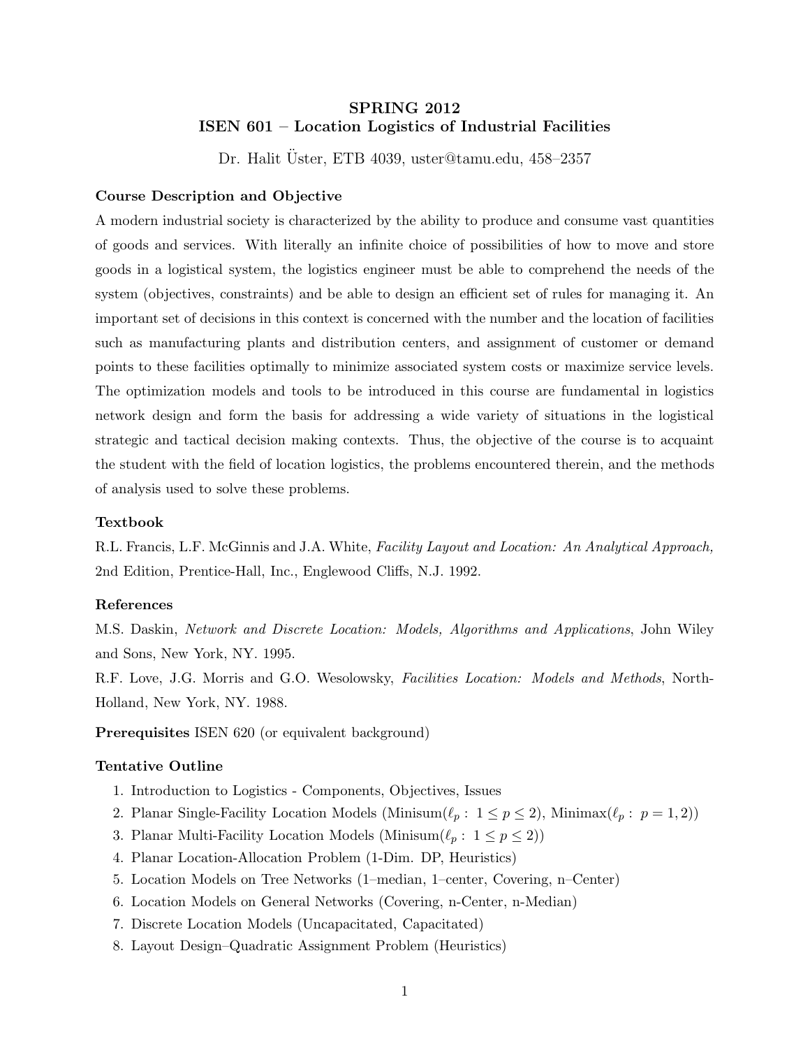# SPRING 2012
# ISEN 601 – Location Logistics of Industrial Facilities

Dr. Halit Üster, ETB 4039, uster@tamu.edu, 458–2357

### Course Description and Objective

A modern industrial society is characterized by the ability to produce and consume vast quantities of goods and services. With literally an infinite choice of possibilities of how to move and store goods in a logistical system, the logistics engineer must be able to comprehend the needs of the system (objectives, constraints) and be able to design an efficient set of rules for managing it. An important set of decisions in this context is concerned with the number and the location of facilities such as manufacturing plants and distribution centers, and assignment of customer or demand points to these facilities optimally to minimize associated system costs or maximize service levels. The optimization models and tools to be introduced in this course are fundamental in logistics network design and form the basis for addressing a wide variety of situations in the logistical strategic and tactical decision making contexts. Thus, the objective of the course is to acquaint the student with the field of location logistics, the problems encountered therein, and the methods of analysis used to solve these problems.

### Textbook

R.L. Francis, L.F. McGinnis and J.A. White, *Facility Layout and Location: An Analytical Approach,* 2nd Edition, Prentice-Hall, Inc., Englewood Cliffs, N.J. 1992.

### References

M.S. Daskin, *Network and Discrete Location: Models, Algorithms and Applications*, John Wiley and Sons, New York, NY. 1995.

R.F. Love, J.G. Morris and G.O. Wesolowsky, *Facilities Location: Models and Methods*, North-Holland, New York, NY. 1988.

**Prerequisites** ISEN 620 (or equivalent background)

### Tentative Outline

1. Introduction to Logistics - Components, Objectives, Issues
2. Planar Single-Facility Location Models (Minisum($\ell_p: 1 \leq p \leq 2$), Minimax($\ell_p: p = 1, 2$))
3. Planar Multi-Facility Location Models (Minisum($\ell_p: 1 \leq p \leq 2$))
4. Planar Location-Allocation Problem (1-Dim. DP, Heuristics)
5. Location Models on Tree Networks (1–median, 1–center, Covering, n–Center)
6. Location Models on General Networks (Covering, n-Center, n-Median)
7. Discrete Location Models (Uncapacitated, Capacitated)
8. Layout Design–Quadratic Assignment Problem (Heuristics)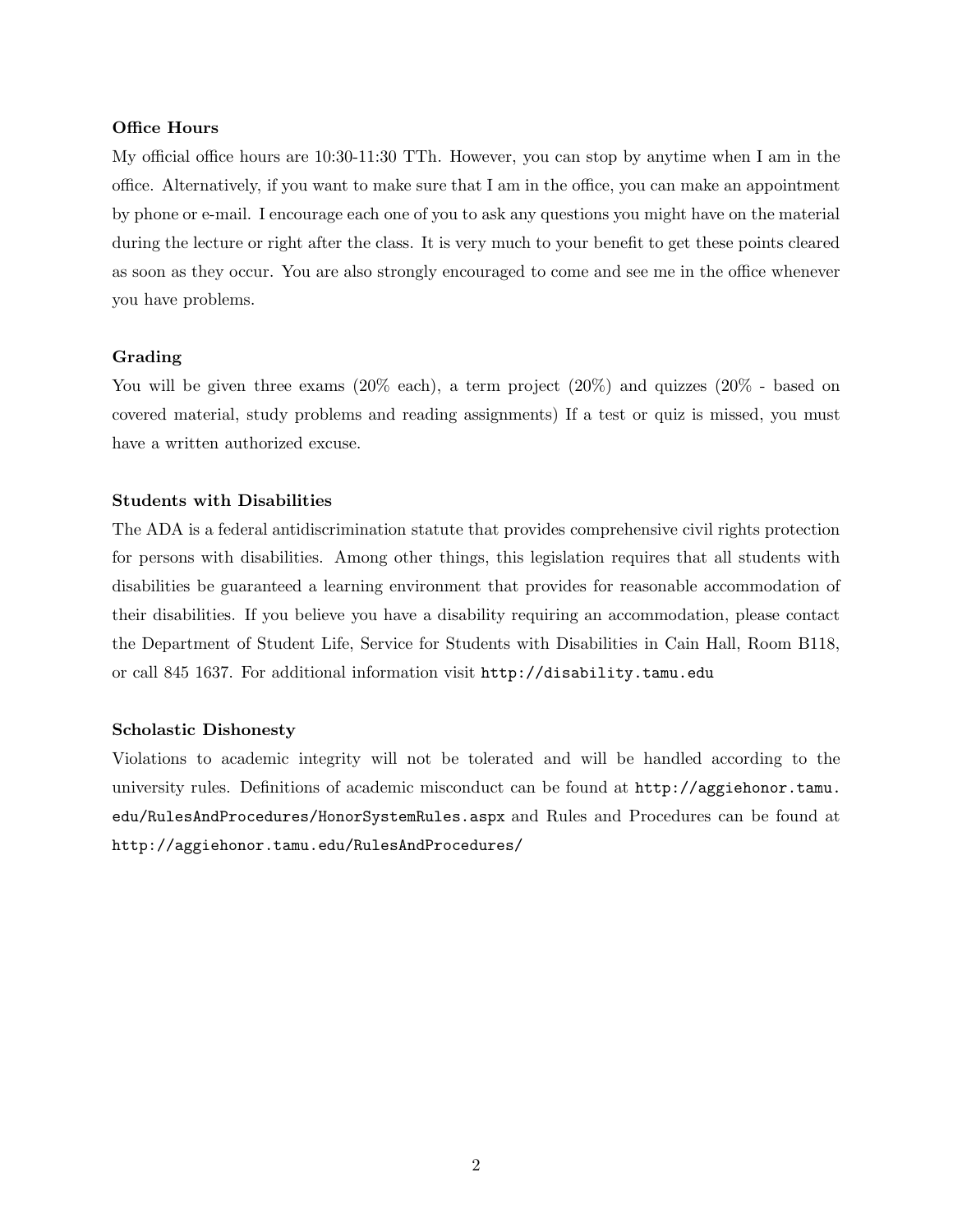**Office Hours**

My official office hours are 10:30-11:30 TTh. However, you can stop by anytime when I am in the office. Alternatively, if you want to make sure that I am in the office, you can make an appointment by phone or e-mail. I encourage each one of you to ask any questions you might have on the material during the lecture or right after the class. It is very much to your benefit to get these points cleared as soon as they occur. You are also strongly encouraged to come and see me in the office whenever you have problems.

**Grading**

You will be given three exams (20% each), a term project (20%) and quizzes (20% - based on covered material, study problems and reading assignments) If a test or quiz is missed, you must have a written authorized excuse.

**Students with Disabilities**

The ADA is a federal antidiscrimination statute that provides comprehensive civil rights protection for persons with disabilities. Among other things, this legislation requires that all students with disabilities be guaranteed a learning environment that provides for reasonable accommodation of their disabilities. If you believe you have a disability requiring an accommodation, please contact the Department of Student Life, Service for Students with Disabilities in Cain Hall, Room B118, or call 845 1637. For additional information visit `http://disability.tamu.edu`

**Scholastic Dishonesty**

Violations to academic integrity will not be tolerated and will be handled according to the university rules. Definitions of academic misconduct can be found at `http://aggiehonor.tamu.edu/RulesAndProcedures/HonorSystemRules.aspx` and Rules and Procedures can be found at `http://aggiehonor.tamu.edu/RulesAndProcedures/`